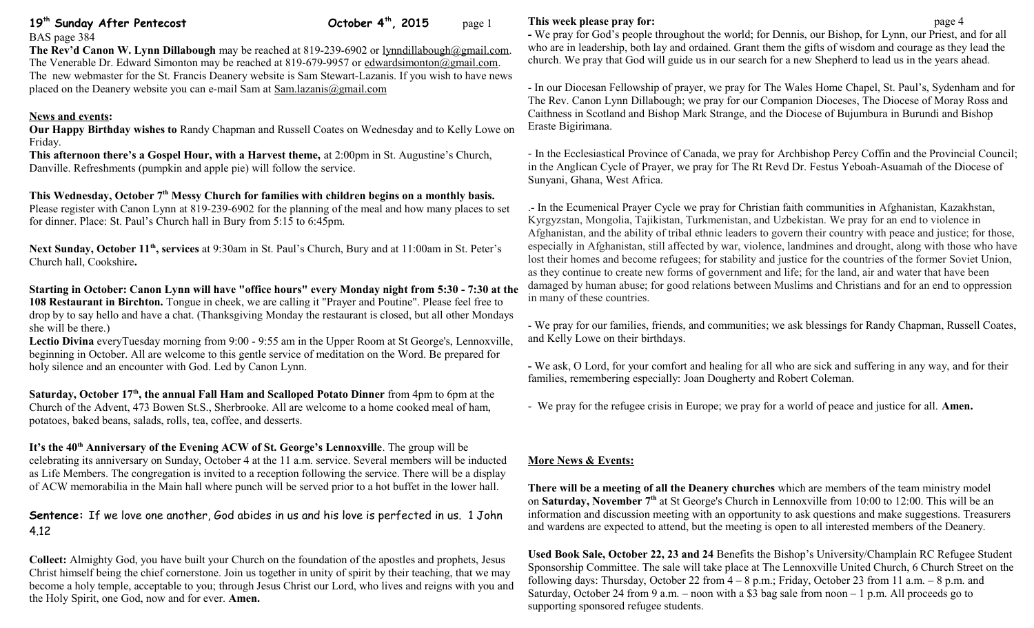# 19th Sunday After Pentecost — October 4th, 2015

BAS page 384

**The Rev'd Canon W. Lynn Dillabough** may be reached at 819-239-6902 or lynndillabough@gmail.com. The Venerable Dr. Edward Simonton may be reached at 819-679-9957 or edwardsimonton@gmail.com. The new webmaster for the St. Francis Deanery website is Sam Stewart-Lazanis. If you wish to have news placed on the Deanery website you can e-mail Sam at Sam.lazanis@gmail.com

## News and events:

**Our Happy Birthday wishes to** Randy Chapman and Russell Coates on Wednesday and to Kelly Lowe on Friday.

**This afternoon there's a Gospel Hour, with a Harvest theme,** at 2:00pm in St. Augustine's Church, Danville. Refreshments (pumpkin and apple pie) will follow the service.

**This Wednesday, October 7th Messy Church for families with children begins on a monthly basis.** Please register with Canon Lynn at 819-239-6902 for the planning of the meal and how many places to set for dinner. Place: St. Paul's Church hall in Bury from 5:15 to 6:45pm.

**Next Sunday, October 11th, services** at 9:30am in St. Paul's Church, Bury and at 11:00am in St. Peter's Church hall, Cookshire**.**

**Starting in October: Canon Lynn will have "office hours" every Monday night from 5:30 - 7:30 at the 108 Restaurant in Birchton.** Tongue in cheek, we are calling it "Prayer and Poutine". Please feel free to drop by to say hello and have a chat. (Thanksgiving Monday the restaurant is closed, but all other Mondays she will be there.)

**Lectio Divina** everyTuesday morning from 9:00 - 9:55 am in the Upper Room at St George's, Lennoxville, beginning in October. All are welcome to this gentle service of meditation on the Word. Be prepared for holy silence and an encounter with God. Led by Canon Lynn.

**Saturday, October 17th, the annual Fall Ham and Scalloped Potato Dinner** from 4pm to 6pm at the Church of the Advent, 473 Bowen St.S., Sherbrooke. All are welcome to a home cooked meal of ham, potatoes, baked beans, salads, rolls, tea, coffee, and desserts.

**It's the 40th Anniversary of the Evening ACW of St. George's Lennoxville**. The group will be celebrating its anniversary on Sunday, October 4 at the 11 a.m. service. Several members will be inducted as Life Members. The congregation is invited to a reception following the service. There will be a display of ACW memorabilia in the Main hall where punch will be served prior to a hot buffet in the lower hall.

**Sentence:** If we love one another, God abides in us and his love is perfected in us. 1 John 4.12

**Collect:** Almighty God, you have built your Church on the foundation of the apostles and prophets, Jesus Christ himself being the chief cornerstone. Join us together in unity of spirit by their teaching, that we may become a holy temple, acceptable to you; through Jesus Christ our Lord, who lives and reigns with you and the Holy Spirit, one God, now and for ever. **Amen.**

## This week please pray for:

**-** We pray for God's people throughout the world; for Dennis, our Bishop, for Lynn, our Priest, and for all who are in leadership, both lay and ordained. Grant them the gifts of wisdom and courage as they lead the church. We pray that God will guide us in our search for a new Shepherd to lead us in the years ahead.

- In our Diocesan Fellowship of prayer, we pray for The Wales Home Chapel, St. Paul's, Sydenham and for The Rev. Canon Lynn Dillabough; we pray for our Companion Dioceses, The Diocese of Moray Ross and Caithness in Scotland and Bishop Mark Strange, and the Diocese of Bujumbura in Burundi and Bishop Eraste Bigirimana.

- In the Ecclesiastical Province of Canada, we pray for Archbishop Percy Coffin and the Provincial Council; in the Anglican Cycle of Prayer, we pray for The Rt Revd Dr. Festus Yeboah-Asuamah of the Diocese of Sunyani, Ghana, West Africa.

.- In the Ecumenical Prayer Cycle we pray for Christian faith communities in Afghanistan, Kazakhstan, Kyrgyzstan, Mongolia, Tajikistan, Turkmenistan, and Uzbekistan. We pray for an end to violence in Afghanistan, and the ability of tribal ethnic leaders to govern their country with peace and justice; for those, especially in Afghanistan, still affected by war, violence, landmines and drought, along with those who have lost their homes and become refugees; for stability and justice for the countries of the former Soviet Union, as they continue to create new forms of government and life; for the land, air and water that have been damaged by human abuse; for good relations between Muslims and Christians and for an end to oppression in many of these countries.

- We pray for our families, friends, and communities; we ask blessings for Randy Chapman, Russell Coates, and Kelly Lowe on their birthdays.

**-** We ask, O Lord, for your comfort and healing for all who are sick and suffering in any way, and for their families, remembering especially: Joan Dougherty and Robert Coleman.

- We pray for the refugee crisis in Europe; we pray for a world of peace and justice for all. **Amen.**

## More News & Events:

**There will be a meeting of all the Deanery churches** which are members of the team ministry model on **Saturday, November 7th** at St George's Church in Lennoxville from 10:00 to 12:00. This will be an information and discussion meeting with an opportunity to ask questions and make suggestions. Treasurers and wardens are expected to attend, but the meeting is open to all interested members of the Deanery.

**Used Book Sale, October 22, 23 and 24** Benefits the Bishop's University/Champlain RC Refugee Student Sponsorship Committee. The sale will take place at The Lennoxville United Church, 6 Church Street on the following days: Thursday, October 22 from 4 – 8 p.m.; Friday, October 23 from 11 a.m. – 8 p.m. and Saturday, October 24 from 9 a.m. – noon with a $3 bag sale from noon – 1 p.m. All proceeds go to supporting sponsored refugee students.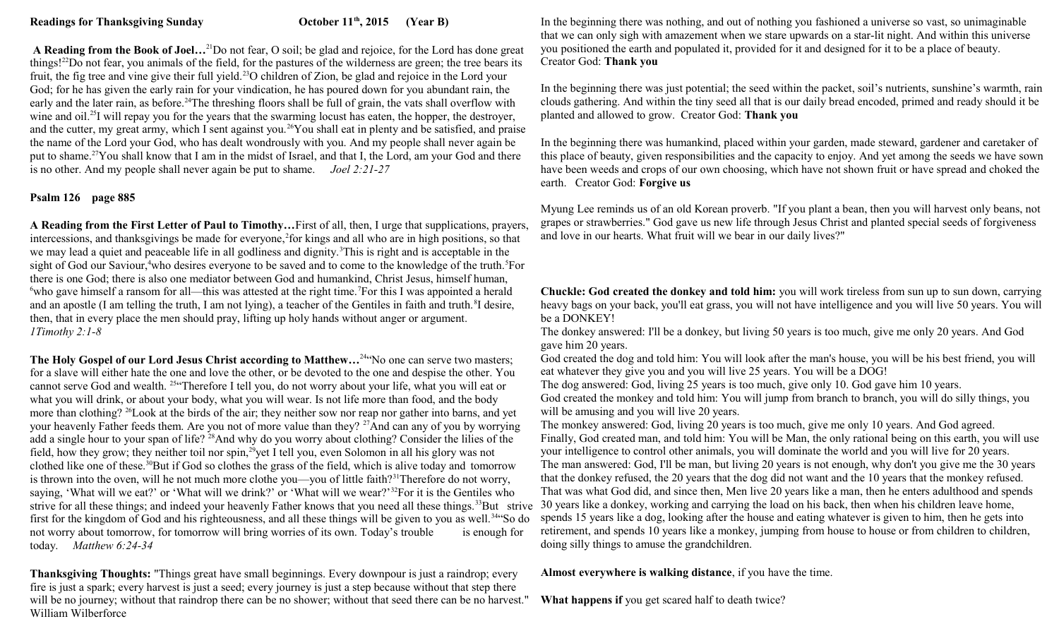**Readings for Thanksgiving Sunday October 11th, 2015 (Year B)**

**A Reading from the Book of Joel…**[21]Do not fear, O soil; be glad and rejoice, for the Lord has done great things![22]Do not fear, you animals of the field, for the pastures of the wilderness are green; the tree bears its fruit, the fig tree and vine give their full yield.[23]O children of Zion, be glad and rejoice in the Lord your God; for he has given the early rain for your vindication, he has poured down for you abundant rain, the early and the later rain, as before.[24]The threshing floors shall be full of grain, the vats shall overflow with wine and oil.[25]I will repay you for the years that the swarming locust has eaten, the hopper, the destroyer, and the cutter, my great army, which I sent against you.[26]You shall eat in plenty and be satisfied, and praise the name of the Lord your God, who has dealt wondrously with you. And my people shall never again be put to shame.[27]You shall know that I am in the midst of Israel, and that I, the Lord, am your God and there is no other. And my people shall never again be put to shame. *Joel 2:21-27*

**Psalm 126 page 885**

**A Reading from the First Letter of Paul to Timothy…**First of all, then, I urge that supplications, prayers, intercessions, and thanksgivings be made for everyone,[2]for kings and all who are in high positions, so that we may lead a quiet and peaceable life in all godliness and dignity.[3]This is right and is acceptable in the sight of God our Saviour,[4]who desires everyone to be saved and to come to the knowledge of the truth.[5]For there is one God; there is also one mediator between God and humankind, Christ Jesus, himself human, [6]who gave himself a ransom for all—this was attested at the right time.[7]For this I was appointed a herald and an apostle (I am telling the truth, I am not lying), a teacher of the Gentiles in faith and truth.[8]I desire, then, that in every place the men should pray, lifting up holy hands without anger or argument. *1Timothy 2:1-8*

**The Holy Gospel of our Lord Jesus Christ according to Matthew…**[24]"No one can serve two masters; for a slave will either hate the one and love the other, or be devoted to the one and despise the other. You cannot serve God and wealth. [25]"Therefore I tell you, do not worry about your life, what you will eat or what you will drink, or about your body, what you will wear. Is not life more than food, and the body more than clothing? [26]Look at the birds of the air; they neither sow nor reap nor gather into barns, and yet your heavenly Father feeds them. Are you not of more value than they? [27]And can any of you by worrying add a single hour to your span of life? [28]And why do you worry about clothing? Consider the lilies of the field, how they grow; they neither toil nor spin,[29]yet I tell you, even Solomon in all his glory was not clothed like one of these.[30]But if God so clothes the grass of the field, which is alive today and tomorrow is thrown into the oven, will he not much more clothe you—you of little faith?[31]Therefore do not worry, saying, 'What will we eat?' or 'What will we drink?' or 'What will we wear?'[32]For it is the Gentiles who strive for all these things; and indeed your heavenly Father knows that you need all these things.[33]But strive first for the kingdom of God and his righteousness, and all these things will be given to you as well.[34]"So do not worry about tomorrow, for tomorrow will bring worries of its own. Today's trouble is enough for today. *Matthew 6:24-34*

**Thanksgiving Thoughts:** "Things great have small beginnings. Every downpour is just a raindrop; every fire is just a spark; every harvest is just a seed; every journey is just a step because without that step there will be no journey; without that raindrop there can be no shower; without that seed there can be no harvest." William Wilberforce

In the beginning there was nothing, and out of nothing you fashioned a universe so vast, so unimaginable that we can only sigh with amazement when we stare upwards on a star-lit night. And within this universe you positioned the earth and populated it, provided for it and designed for it to be a place of beauty. Creator God: **Thank you**

In the beginning there was just potential; the seed within the packet, soil's nutrients, sunshine's warmth, rain clouds gathering. And within the tiny seed all that is our daily bread encoded, primed and ready should it be planted and allowed to grow. Creator God: **Thank you**

In the beginning there was humankind, placed within your garden, made steward, gardener and caretaker of this place of beauty, given responsibilities and the capacity to enjoy. And yet among the seeds we have sown have been weeds and crops of our own choosing, which have not shown fruit or have spread and choked the earth. Creator God: **Forgive us**

Myung Lee reminds us of an old Korean proverb. "If you plant a bean, then you will harvest only beans, not grapes or strawberries." God gave us new life through Jesus Christ and planted special seeds of forgiveness and love in our hearts. What fruit will we bear in our daily lives?"

**Chuckle: God created the donkey and told him:** you will work tireless from sun up to sun down, carrying heavy bags on your back, you'll eat grass, you will not have intelligence and you will live 50 years. You will be a DONKEY!

The donkey answered: I'll be a donkey, but living 50 years is too much, give me only 20 years. And God gave him 20 years.

God created the dog and told him: You will look after the man's house, you will be his best friend, you will eat whatever they give you and you will live 25 years. You will be a DOG!

The dog answered: God, living 25 years is too much, give only 10. God gave him 10 years.

God created the monkey and told him: You will jump from branch to branch, you will do silly things, you will be amusing and you will live 20 years.

The monkey answered: God, living 20 years is too much, give me only 10 years. And God agreed.

Finally, God created man, and told him: You will be Man, the only rational being on this earth, you will use your intelligence to control other animals, you will dominate the world and you will live for 20 years.

The man answered: God, I'll be man, but living 20 years is not enough, why don't you give me the 30 years that the donkey refused, the 20 years that the dog did not want and the 10 years that the monkey refused.

That was what God did, and since then, Men live 20 years like a man, then he enters adulthood and spends 30 years like a donkey, working and carrying the load on his back, then when his children leave home, spends 15 years like a dog, looking after the house and eating whatever is given to him, then he gets into retirement, and spends 10 years like a monkey, jumping from house to house or from children to children, doing silly things to amuse the grandchildren.

**Almost everywhere is walking distance**, if you have the time.

**What happens if** you get scared half to death twice?